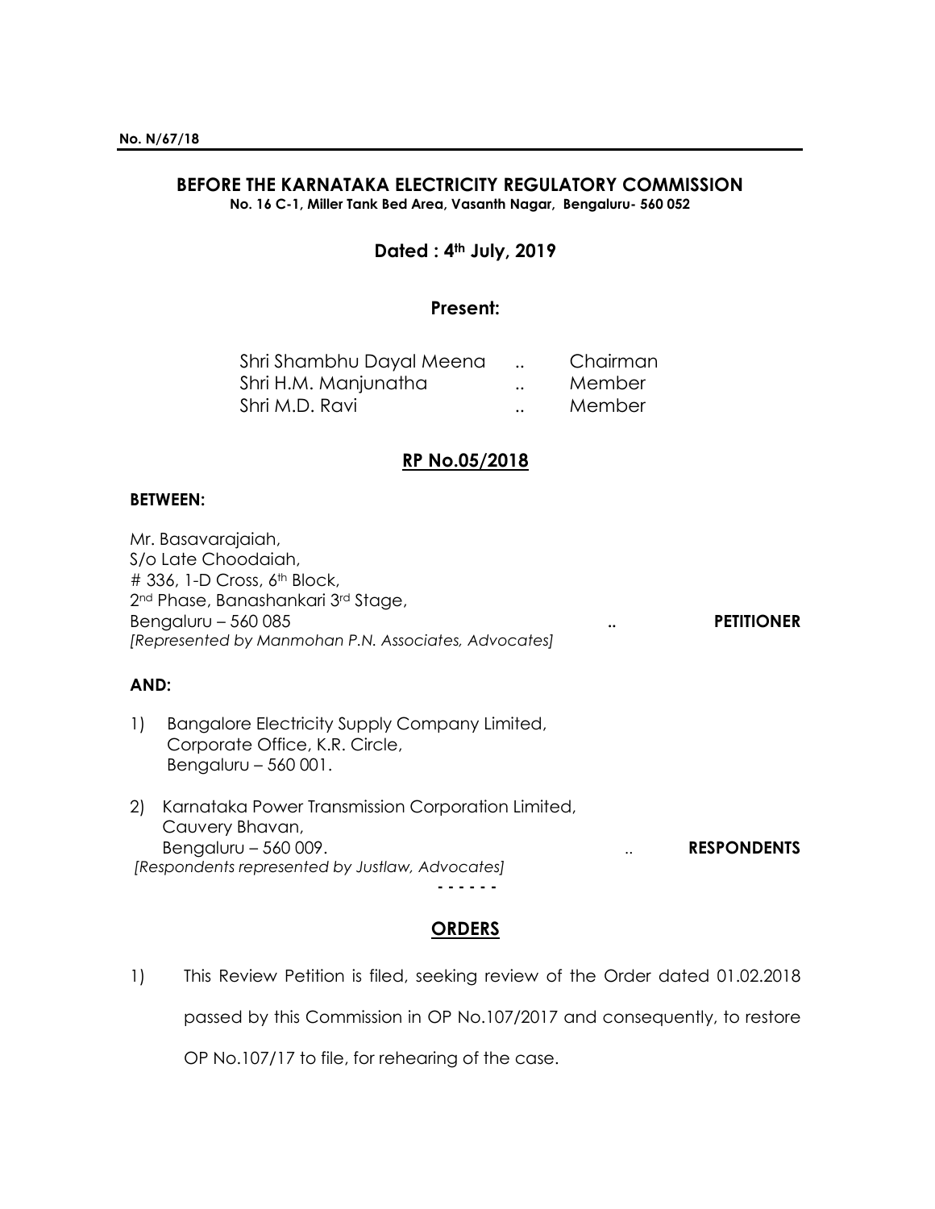**No. N/67/18**

## BEFORE THE KARNATAKA ELECTRICITY REGULATORY COMMISSION

**No. 16 C-1, Miller Tank Bed Area, Vasanth Nagar, Bengaluru- 560 052**

**Dated : 4th July, 2019**

**Present:**

| | | |
|---|---|---|
| Shri Shambhu Dayal Meena | .. | Chairman |
| Shri H.M. Manjunatha | .. | Member |
| Shri M.D. Ravi | .. | Member |

**RP No.05/2018**

**BETWEEN:**

Mr. Basavarajaiah,
S/o Late Choodaiah,
# 336, 1-D Cross, 6th Block,
2nd Phase, Banashankari 3rd Stage,
Bengaluru – 560 085 .. **PETITIONER**
*[Represented by Manmohan P.N. Associates, Advocates]*

**AND:**

1) Bangalore Electricity Supply Company Limited,
Corporate Office, K.R. Circle,
Bengaluru – 560 001.

2) Karnataka Power Transmission Corporation Limited,
Cauvery Bhavan,
Bengaluru – 560 009. .. **RESPONDENTS**
*[Respondents represented by Justlaw, Advocates]*

\- - - - - -

**ORDERS**

1) This Review Petition is filed, seeking review of the Order dated 01.02.2018 passed by this Commission in OP No.107/2017 and consequently, to restore OP No.107/17 to file, for rehearing of the case.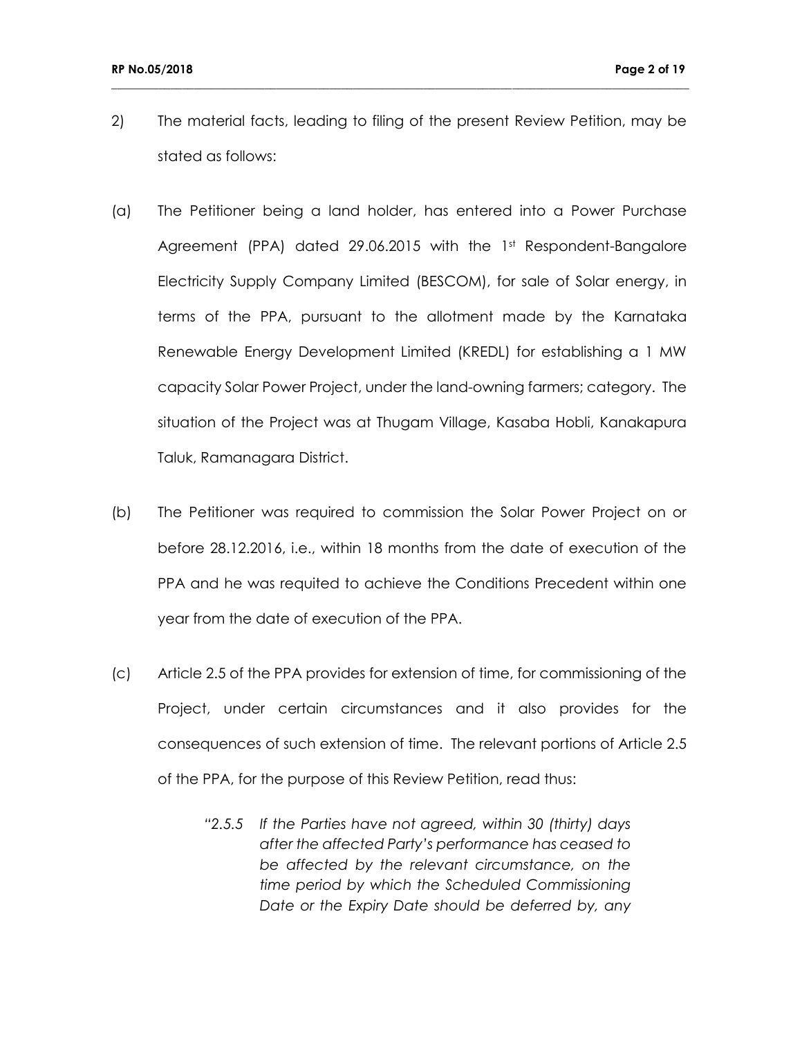2) The material facts, leading to filing of the present Review Petition, may be stated as follows:

(a) The Petitioner being a land holder, has entered into a Power Purchase Agreement (PPA) dated 29.06.2015 with the 1st Respondent-Bangalore Electricity Supply Company Limited (BESCOM), for sale of Solar energy, in terms of the PPA, pursuant to the allotment made by the Karnataka Renewable Energy Development Limited (KREDL) for establishing a 1 MW capacity Solar Power Project, under the land-owning farmers; category. The situation of the Project was at Thugam Village, Kasaba Hobli, Kanakapura Taluk, Ramanagara District.

(b) The Petitioner was required to commission the Solar Power Project on or before 28.12.2016, i.e., within 18 months from the date of execution of the PPA and he was requited to achieve the Conditions Precedent within one year from the date of execution of the PPA.

(c) Article 2.5 of the PPA provides for extension of time, for commissioning of the Project, under certain circumstances and it also provides for the consequences of such extension of time. The relevant portions of Article 2.5 of the PPA, for the purpose of this Review Petition, read thus:

> *"2.5.5 If the Parties have not agreed, within 30 (thirty) days after the affected Party's performance has ceased to be affected by the relevant circumstance, on the time period by which the Scheduled Commissioning Date or the Expiry Date should be deferred by, any*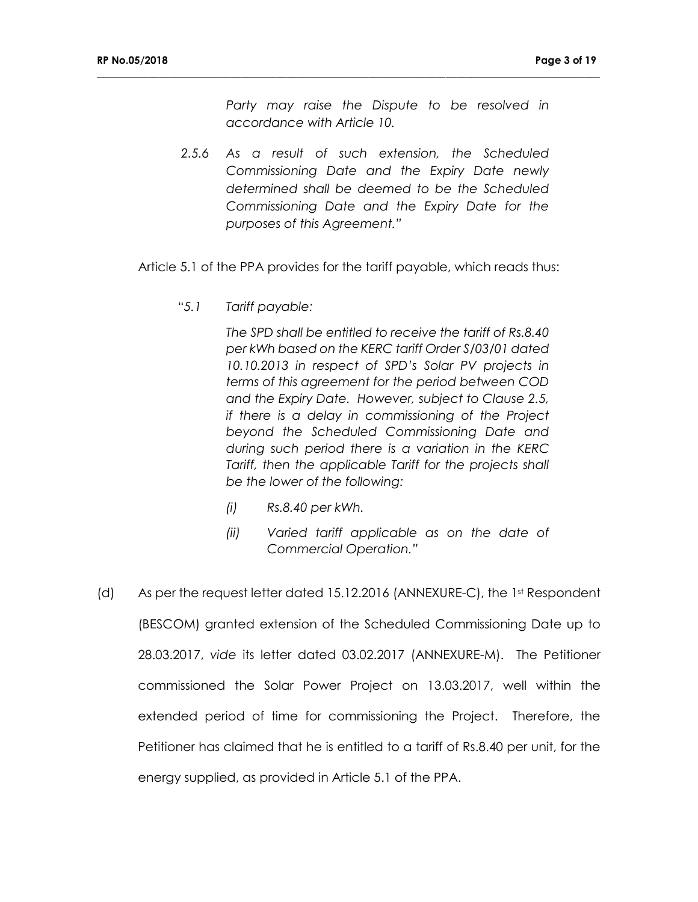*Party may raise the Dispute to be resolved in accordance with Article 10.*

*2.5.6 As a result of such extension, the Scheduled Commissioning Date and the Expiry Date newly determined shall be deemed to be the Scheduled Commissioning Date and the Expiry Date for the purposes of this Agreement."*

Article 5.1 of the PPA provides for the tariff payable, which reads thus:

"*5.1 Tariff payable:*

*The SPD shall be entitled to receive the tariff of Rs.8.40 per kWh based on the KERC tariff Order S/03/01 dated 10.10.2013 in respect of SPD's Solar PV projects in terms of this agreement for the period between COD and the Expiry Date. However, subject to Clause 2.5, if there is a delay in commissioning of the Project beyond the Scheduled Commissioning Date and during such period there is a variation in the KERC Tariff, then the applicable Tariff for the projects shall be the lower of the following:*

*(i) Rs.8.40 per kWh.*

*(ii) Varied tariff applicable as on the date of Commercial Operation."*

(d) As per the request letter dated 15.12.2016 (ANNEXURE-C), the 1st Respondent (BESCOM) granted extension of the Scheduled Commissioning Date up to 28.03.2017, *vide* its letter dated 03.02.2017 (ANNEXURE-M). The Petitioner commissioned the Solar Power Project on 13.03.2017, well within the extended period of time for commissioning the Project. Therefore, the Petitioner has claimed that he is entitled to a tariff of Rs.8.40 per unit, for the energy supplied, as provided in Article 5.1 of the PPA.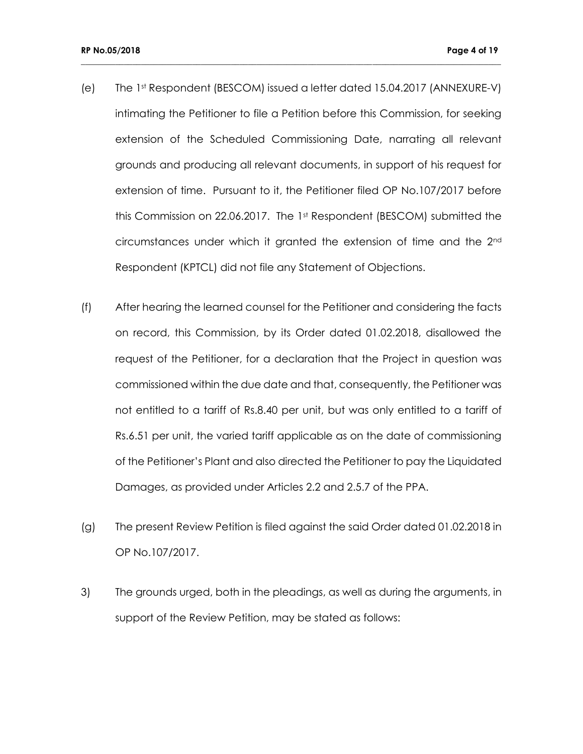(e) The 1st Respondent (BESCOM) issued a letter dated 15.04.2017 (ANNEXURE-V) intimating the Petitioner to file a Petition before this Commission, for seeking extension of the Scheduled Commissioning Date, narrating all relevant grounds and producing all relevant documents, in support of his request for extension of time. Pursuant to it, the Petitioner filed OP No.107/2017 before this Commission on 22.06.2017. The 1st Respondent (BESCOM) submitted the circumstances under which it granted the extension of time and the 2nd Respondent (KPTCL) did not file any Statement of Objections.

(f) After hearing the learned counsel for the Petitioner and considering the facts on record, this Commission, by its Order dated 01.02.2018, disallowed the request of the Petitioner, for a declaration that the Project in question was commissioned within the due date and that, consequently, the Petitioner was not entitled to a tariff of Rs.8.40 per unit, but was only entitled to a tariff of Rs.6.51 per unit, the varied tariff applicable as on the date of commissioning of the Petitioner's Plant and also directed the Petitioner to pay the Liquidated Damages, as provided under Articles 2.2 and 2.5.7 of the PPA.

(g) The present Review Petition is filed against the said Order dated 01.02.2018 in OP No.107/2017.

3) The grounds urged, both in the pleadings, as well as during the arguments, in support of the Review Petition, may be stated as follows: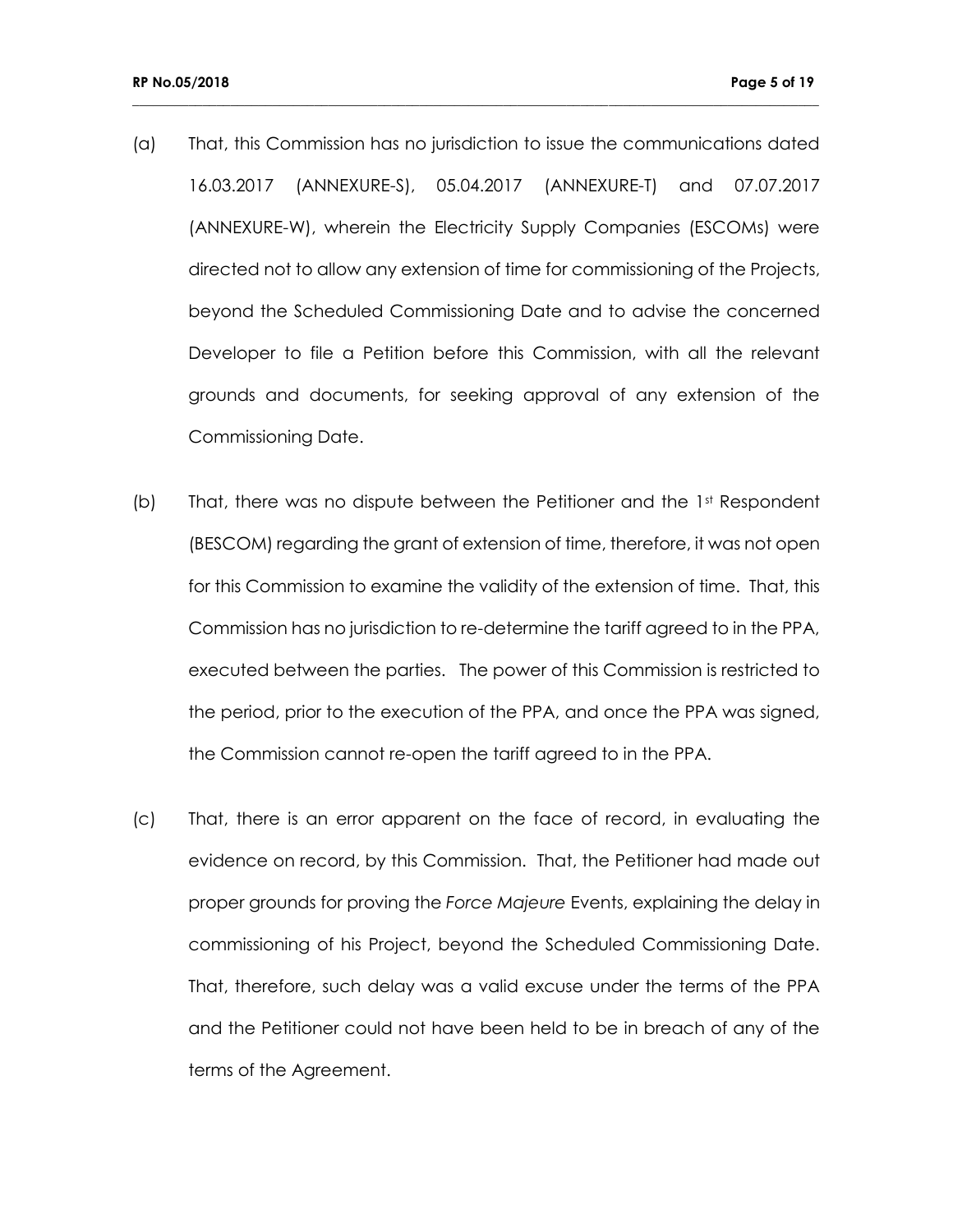(a) That, this Commission has no jurisdiction to issue the communications dated 16.03.2017 (ANNEXURE-S), 05.04.2017 (ANNEXURE-T) and 07.07.2017 (ANNEXURE-W), wherein the Electricity Supply Companies (ESCOMs) were directed not to allow any extension of time for commissioning of the Projects, beyond the Scheduled Commissioning Date and to advise the concerned Developer to file a Petition before this Commission, with all the relevant grounds and documents, for seeking approval of any extension of the Commissioning Date.

(b) That, there was no dispute between the Petitioner and the 1st Respondent (BESCOM) regarding the grant of extension of time, therefore, it was not open for this Commission to examine the validity of the extension of time. That, this Commission has no jurisdiction to re-determine the tariff agreed to in the PPA, executed between the parties. The power of this Commission is restricted to the period, prior to the execution of the PPA, and once the PPA was signed, the Commission cannot re-open the tariff agreed to in the PPA.

(c) That, there is an error apparent on the face of record, in evaluating the evidence on record, by this Commission. That, the Petitioner had made out proper grounds for proving the *Force Majeure* Events, explaining the delay in commissioning of his Project, beyond the Scheduled Commissioning Date. That, therefore, such delay was a valid excuse under the terms of the PPA and the Petitioner could not have been held to be in breach of any of the terms of the Agreement.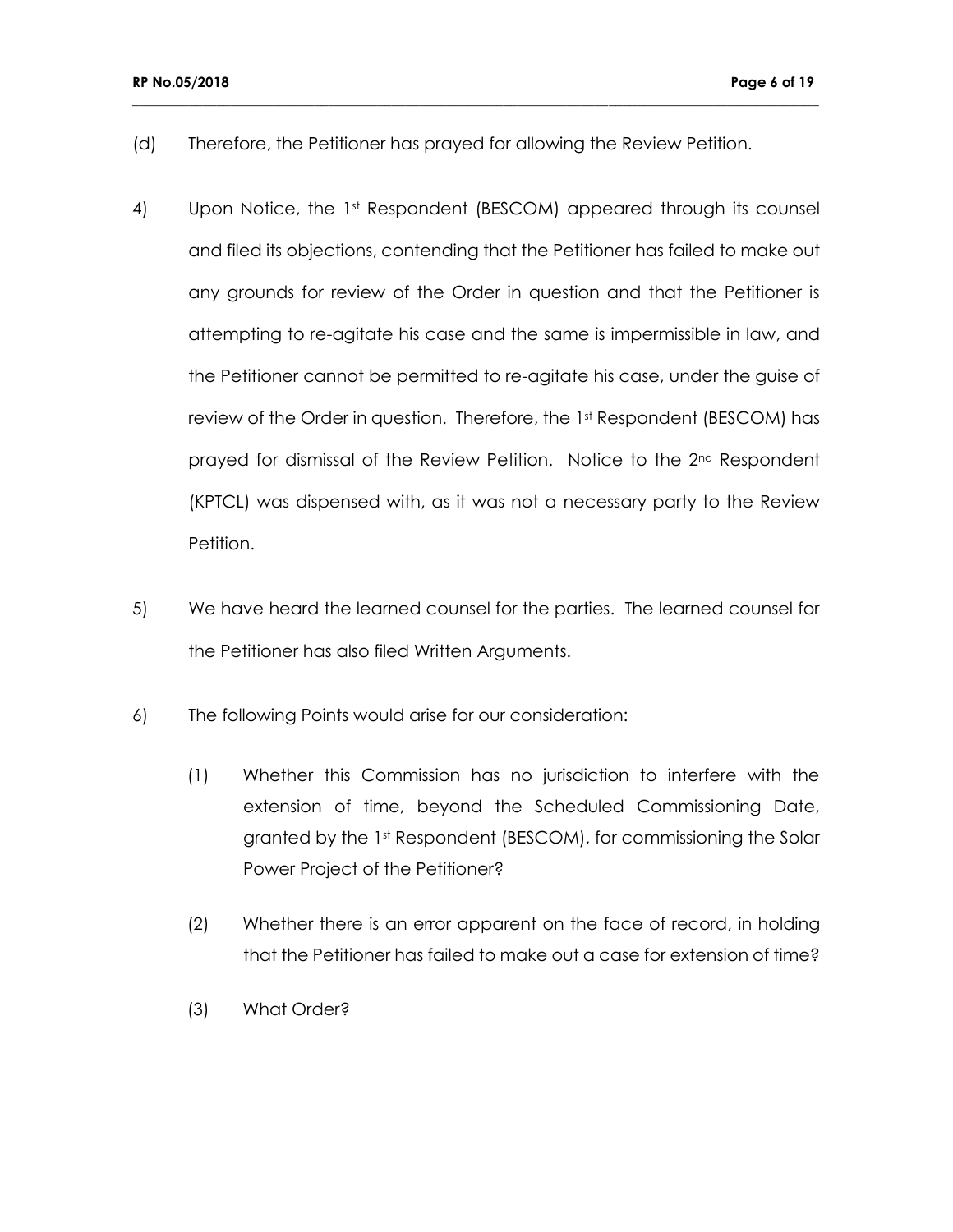(d) Therefore, the Petitioner has prayed for allowing the Review Petition.

4) Upon Notice, the 1st Respondent (BESCOM) appeared through its counsel and filed its objections, contending that the Petitioner has failed to make out any grounds for review of the Order in question and that the Petitioner is attempting to re-agitate his case and the same is impermissible in law, and the Petitioner cannot be permitted to re-agitate his case, under the guise of review of the Order in question. Therefore, the 1st Respondent (BESCOM) has prayed for dismissal of the Review Petition. Notice to the 2nd Respondent (KPTCL) was dispensed with, as it was not a necessary party to the Review Petition.

5) We have heard the learned counsel for the parties. The learned counsel for the Petitioner has also filed Written Arguments.

6) The following Points would arise for our consideration:

   (1) Whether this Commission has no jurisdiction to interfere with the extension of time, beyond the Scheduled Commissioning Date, granted by the 1st Respondent (BESCOM), for commissioning the Solar Power Project of the Petitioner?

   (2) Whether there is an error apparent on the face of record, in holding that the Petitioner has failed to make out a case for extension of time?

   (3) What Order?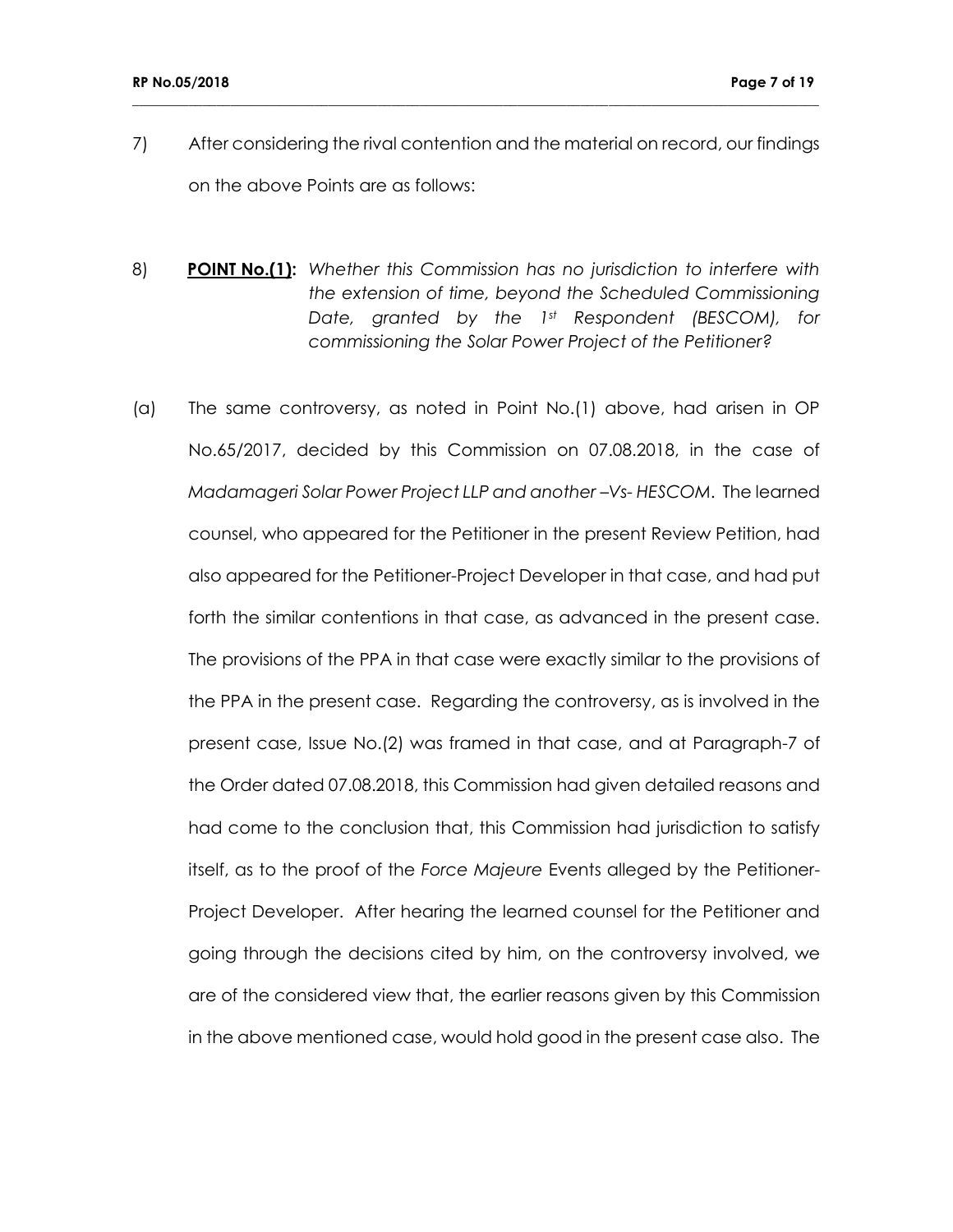7) After considering the rival contention and the material on record, our findings on the above Points are as follows:

8) **POINT No.(1):** *Whether this Commission has no jurisdiction to interfere with the extension of time, beyond the Scheduled Commissioning Date, granted by the 1st Respondent (BESCOM), for commissioning the Solar Power Project of the Petitioner?*

(a) The same controversy, as noted in Point No.(1) above, had arisen in OP No.65/2017, decided by this Commission on 07.08.2018, in the case of *Madamageri Solar Power Project LLP and another –Vs- HESCOM*. The learned counsel, who appeared for the Petitioner in the present Review Petition, had also appeared for the Petitioner-Project Developer in that case, and had put forth the similar contentions in that case, as advanced in the present case. The provisions of the PPA in that case were exactly similar to the provisions of the PPA in the present case. Regarding the controversy, as is involved in the present case, Issue No.(2) was framed in that case, and at Paragraph-7 of the Order dated 07.08.2018, this Commission had given detailed reasons and had come to the conclusion that, this Commission had jurisdiction to satisfy itself, as to the proof of the *Force Majeure* Events alleged by the Petitioner-Project Developer. After hearing the learned counsel for the Petitioner and going through the decisions cited by him, on the controversy involved, we are of the considered view that, the earlier reasons given by this Commission in the above mentioned case, would hold good in the present case also. The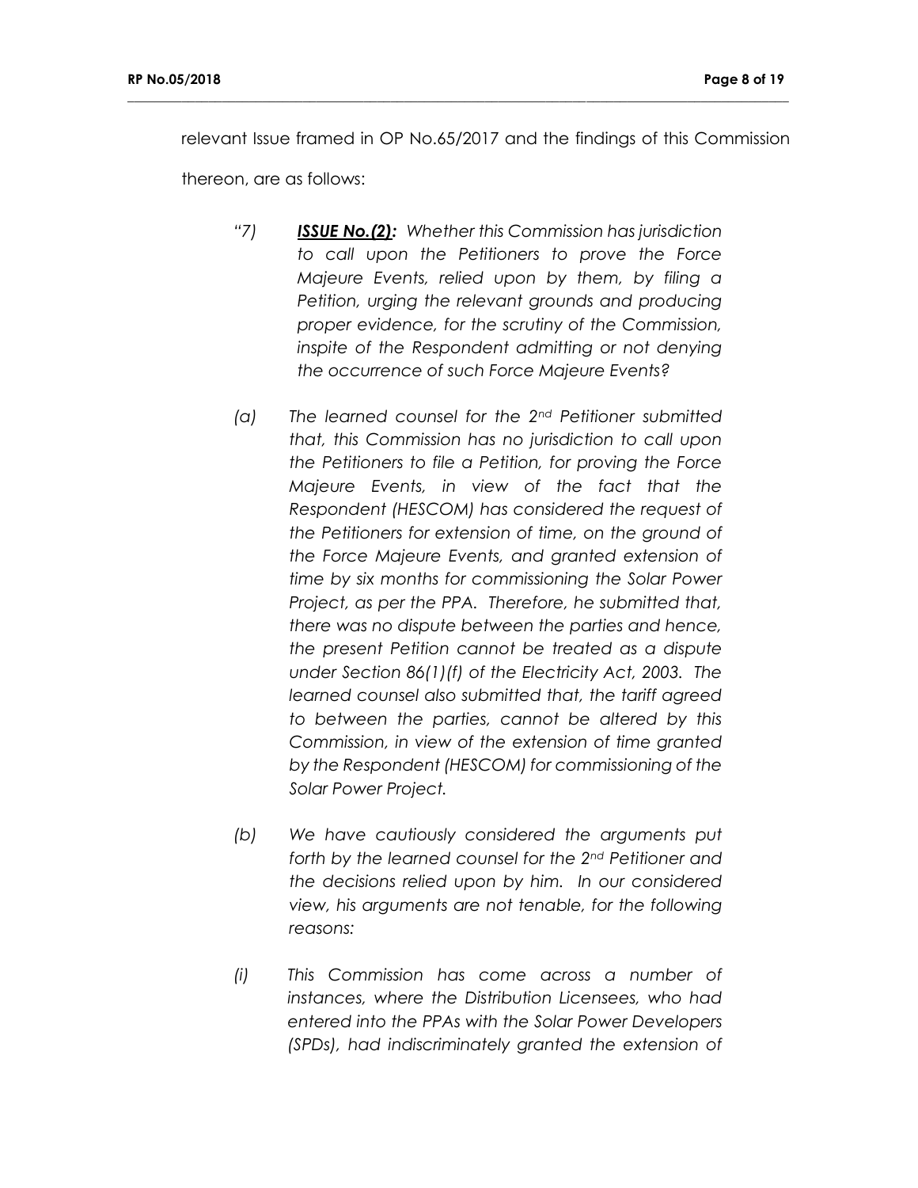relevant Issue framed in OP No.65/2017 and the findings of this Commission thereon, are as follows:

> "7) ***ISSUE No.(2):*** *Whether this Commission has jurisdiction to call upon the Petitioners to prove the Force Majeure Events, relied upon by them, by filing a Petition, urging the relevant grounds and producing proper evidence, for the scrutiny of the Commission, inspite of the Respondent admitting or not denying the occurrence of such Force Majeure Events?*
>
> *(a) The learned counsel for the 2nd Petitioner submitted that, this Commission has no jurisdiction to call upon the Petitioners to file a Petition, for proving the Force Majeure Events, in view of the fact that the Respondent (HESCOM) has considered the request of the Petitioners for extension of time, on the ground of the Force Majeure Events, and granted extension of time by six months for commissioning the Solar Power Project, as per the PPA. Therefore, he submitted that, there was no dispute between the parties and hence, the present Petition cannot be treated as a dispute under Section 86(1)(f) of the Electricity Act, 2003. The learned counsel also submitted that, the tariff agreed to between the parties, cannot be altered by this Commission, in view of the extension of time granted by the Respondent (HESCOM) for commissioning of the Solar Power Project.*
>
> *(b) We have cautiously considered the arguments put forth by the learned counsel for the 2nd Petitioner and the decisions relied upon by him. In our considered view, his arguments are not tenable, for the following reasons:*
>
> *(i) This Commission has come across a number of instances, where the Distribution Licensees, who had entered into the PPAs with the Solar Power Developers (SPDs), had indiscriminately granted the extension of*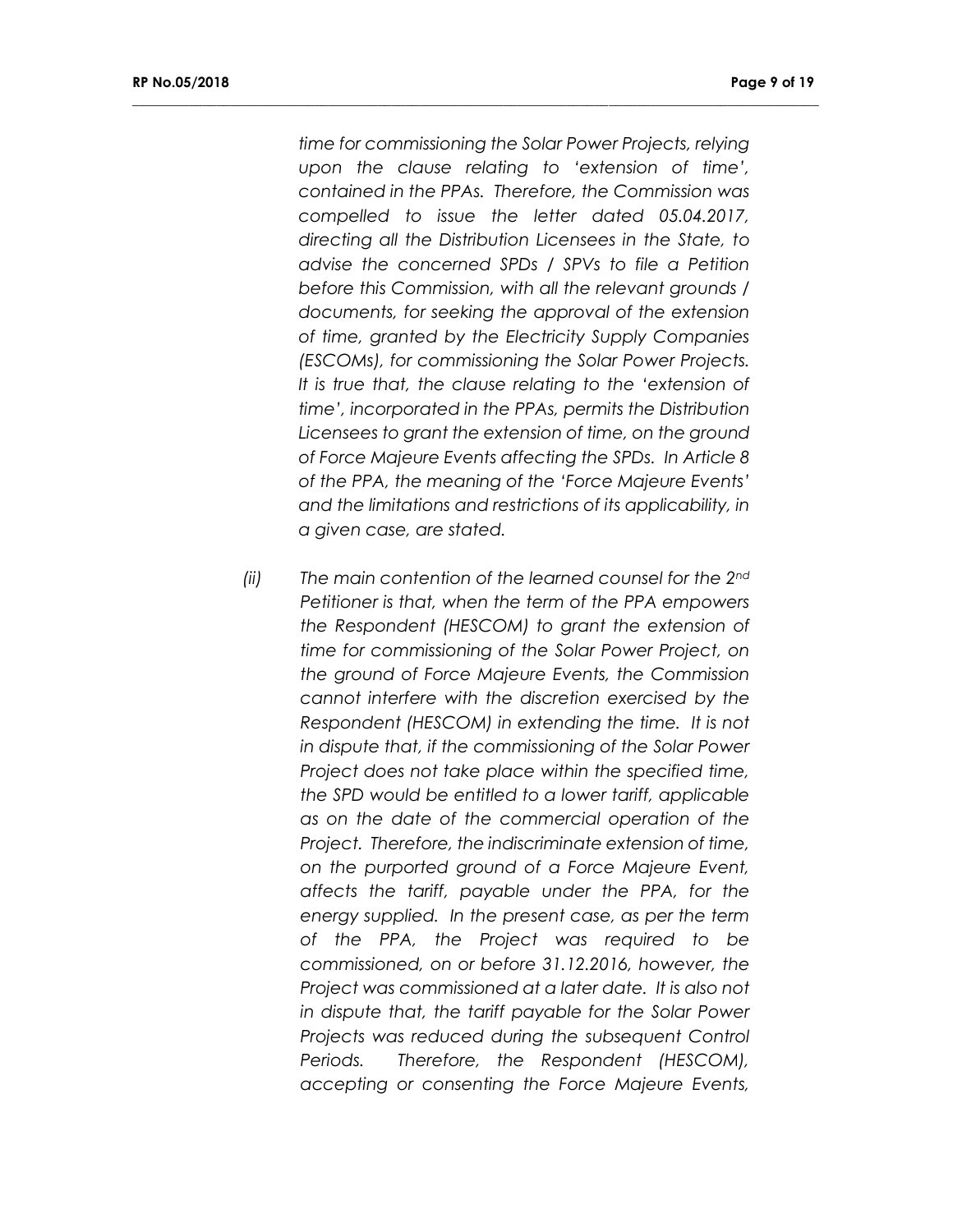*time for commissioning the Solar Power Projects, relying upon the clause relating to 'extension of time', contained in the PPAs. Therefore, the Commission was compelled to issue the letter dated 05.04.2017, directing all the Distribution Licensees in the State, to advise the concerned SPDs / SPVs to file a Petition before this Commission, with all the relevant grounds / documents, for seeking the approval of the extension of time, granted by the Electricity Supply Companies (ESCOMs), for commissioning the Solar Power Projects. It is true that, the clause relating to the 'extension of time', incorporated in the PPAs, permits the Distribution Licensees to grant the extension of time, on the ground of Force Majeure Events affecting the SPDs. In Article 8 of the PPA, the meaning of the 'Force Majeure Events' and the limitations and restrictions of its applicability, in a given case, are stated.*

*(ii) The main contention of the learned counsel for the 2nd Petitioner is that, when the term of the PPA empowers the Respondent (HESCOM) to grant the extension of time for commissioning of the Solar Power Project, on the ground of Force Majeure Events, the Commission cannot interfere with the discretion exercised by the Respondent (HESCOM) in extending the time. It is not in dispute that, if the commissioning of the Solar Power Project does not take place within the specified time, the SPD would be entitled to a lower tariff, applicable as on the date of the commercial operation of the Project. Therefore, the indiscriminate extension of time, on the purported ground of a Force Majeure Event, affects the tariff, payable under the PPA, for the energy supplied. In the present case, as per the term of the PPA, the Project was required to be commissioned, on or before 31.12.2016, however, the Project was commissioned at a later date. It is also not in dispute that, the tariff payable for the Solar Power Projects was reduced during the subsequent Control Periods. Therefore, the Respondent (HESCOM), accepting or consenting the Force Majeure Events,*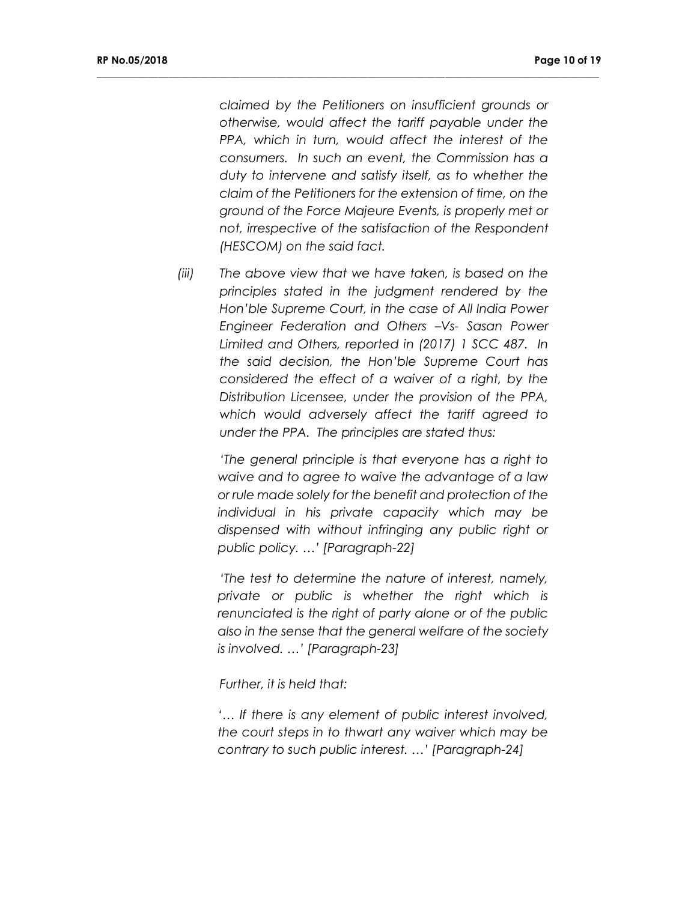*claimed by the Petitioners on insufficient grounds or otherwise, would affect the tariff payable under the PPA, which in turn, would affect the interest of the consumers. In such an event, the Commission has a duty to intervene and satisfy itself, as to whether the claim of the Petitioners for the extension of time, on the ground of the Force Majeure Events, is properly met or not, irrespective of the satisfaction of the Respondent (HESCOM) on the said fact.*

*(iii) The above view that we have taken, is based on the principles stated in the judgment rendered by the Hon'ble Supreme Court, in the case of All India Power Engineer Federation and Others –Vs- Sasan Power Limited and Others, reported in (2017) 1 SCC 487. In the said decision, the Hon'ble Supreme Court has considered the effect of a waiver of a right, by the Distribution Licensee, under the provision of the PPA, which would adversely affect the tariff agreed to under the PPA. The principles are stated thus:*

*'The general principle is that everyone has a right to waive and to agree to waive the advantage of a law or rule made solely for the benefit and protection of the individual in his private capacity which may be dispensed with without infringing any public right or public policy. …' [Paragraph-22]*

*'The test to determine the nature of interest, namely, private or public is whether the right which is renunciated is the right of party alone or of the public also in the sense that the general welfare of the society is involved. …' [Paragraph-23]*

*Further, it is held that:*

*'… If there is any element of public interest involved, the court steps in to thwart any waiver which may be contrary to such public interest. …' [Paragraph-24]*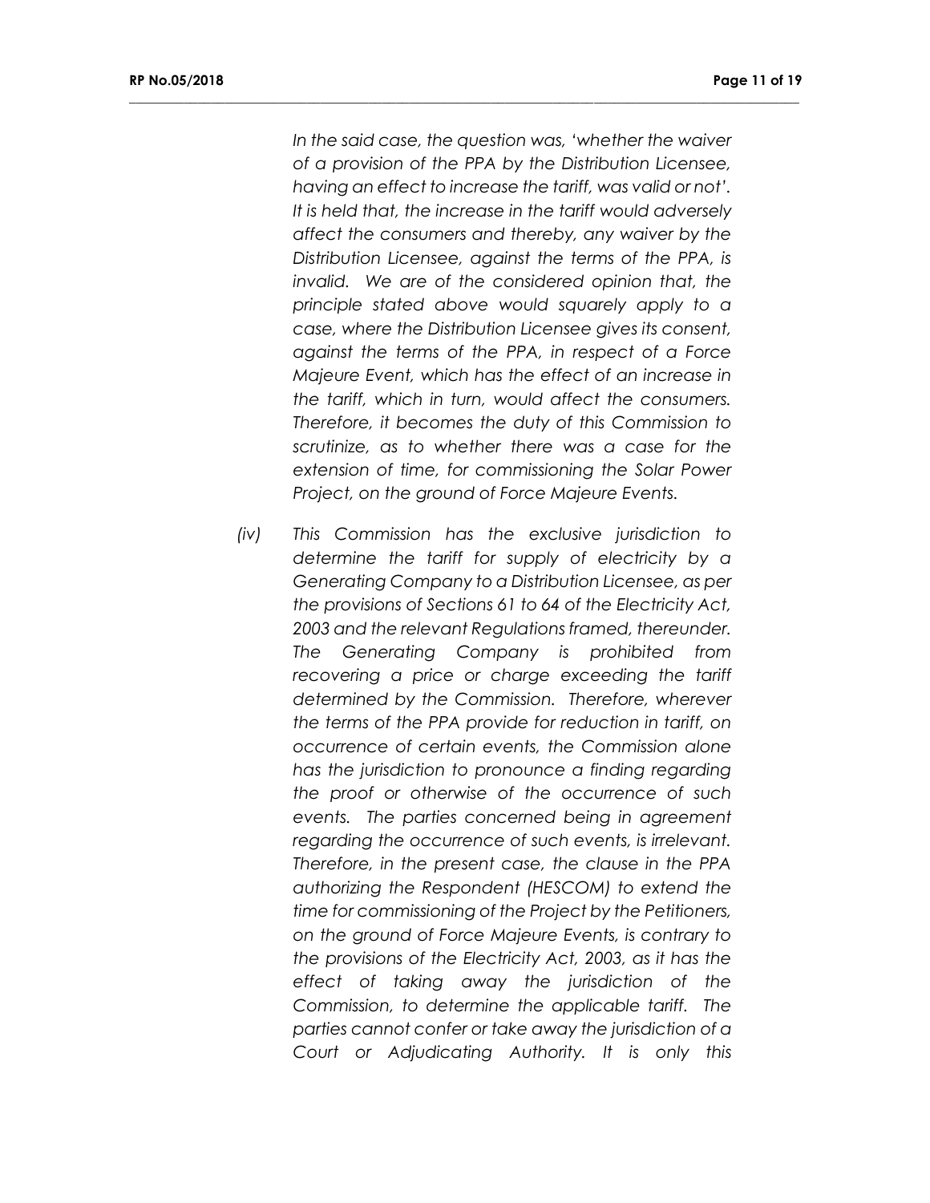*In the said case, the question was, 'whether the waiver of a provision of the PPA by the Distribution Licensee, having an effect to increase the tariff, was valid or not'. It is held that, the increase in the tariff would adversely affect the consumers and thereby, any waiver by the Distribution Licensee, against the terms of the PPA, is invalid. We are of the considered opinion that, the principle stated above would squarely apply to a case, where the Distribution Licensee gives its consent, against the terms of the PPA, in respect of a Force Majeure Event, which has the effect of an increase in the tariff, which in turn, would affect the consumers. Therefore, it becomes the duty of this Commission to scrutinize, as to whether there was a case for the extension of time, for commissioning the Solar Power Project, on the ground of Force Majeure Events.*

*(iv) This Commission has the exclusive jurisdiction to determine the tariff for supply of electricity by a Generating Company to a Distribution Licensee, as per the provisions of Sections 61 to 64 of the Electricity Act, 2003 and the relevant Regulations framed, thereunder. The Generating Company is prohibited from recovering a price or charge exceeding the tariff determined by the Commission. Therefore, wherever the terms of the PPA provide for reduction in tariff, on occurrence of certain events, the Commission alone has the jurisdiction to pronounce a finding regarding the proof or otherwise of the occurrence of such events. The parties concerned being in agreement regarding the occurrence of such events, is irrelevant. Therefore, in the present case, the clause in the PPA authorizing the Respondent (HESCOM) to extend the time for commissioning of the Project by the Petitioners, on the ground of Force Majeure Events, is contrary to the provisions of the Electricity Act, 2003, as it has the effect of taking away the jurisdiction of the Commission, to determine the applicable tariff. The parties cannot confer or take away the jurisdiction of a Court or Adjudicating Authority. It is only this*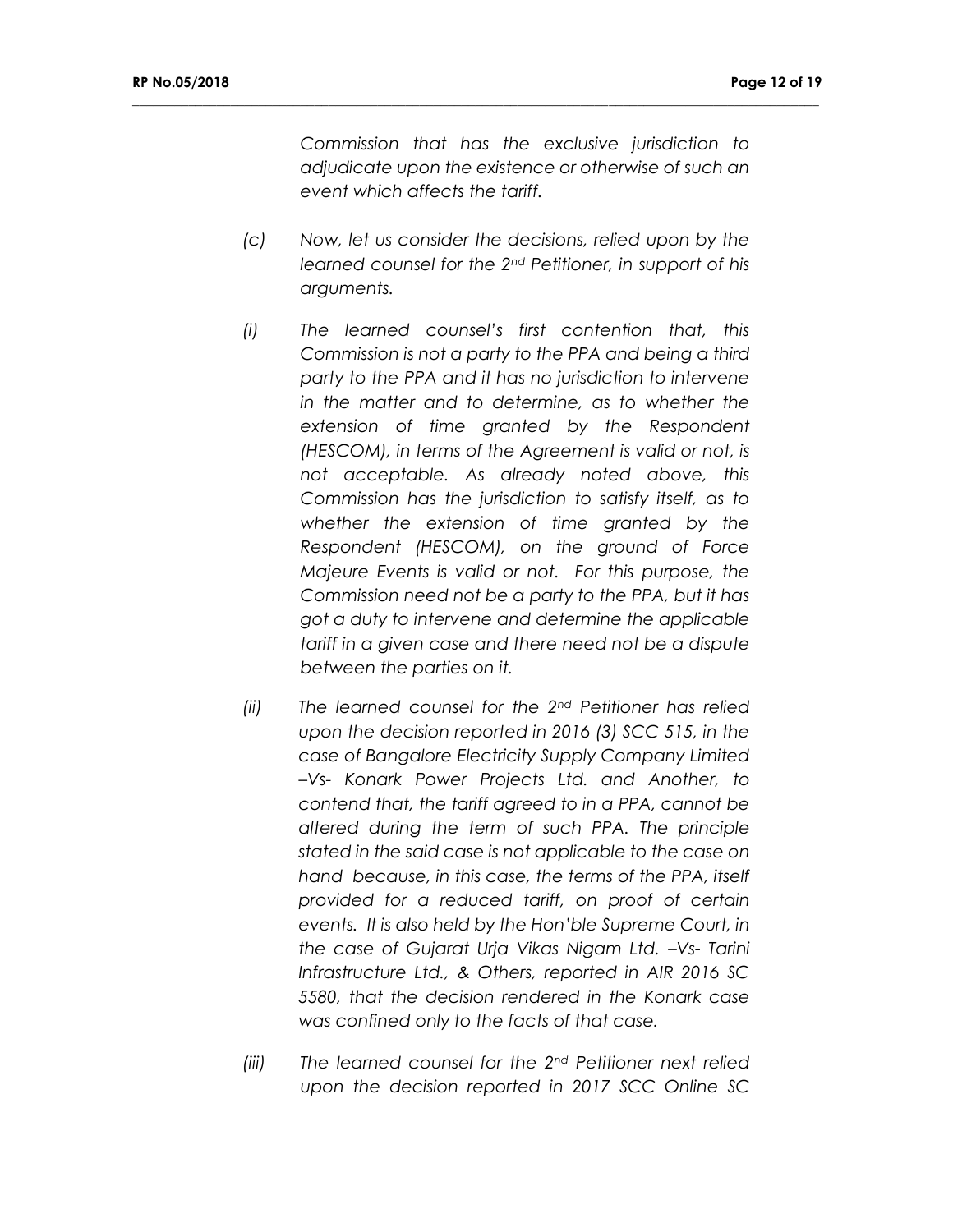*Commission that has the exclusive jurisdiction to adjudicate upon the existence or otherwise of such an event which affects the tariff.*

*(c) Now, let us consider the decisions, relied upon by the learned counsel for the 2nd Petitioner, in support of his arguments.*

*(i) The learned counsel's first contention that, this Commission is not a party to the PPA and being a third party to the PPA and it has no jurisdiction to intervene in the matter and to determine, as to whether the extension of time granted by the Respondent (HESCOM), in terms of the Agreement is valid or not, is not acceptable. As already noted above, this Commission has the jurisdiction to satisfy itself, as to whether the extension of time granted by the Respondent (HESCOM), on the ground of Force Majeure Events is valid or not. For this purpose, the Commission need not be a party to the PPA, but it has got a duty to intervene and determine the applicable tariff in a given case and there need not be a dispute between the parties on it.*

*(ii) The learned counsel for the 2nd Petitioner has relied upon the decision reported in 2016 (3) SCC 515, in the case of Bangalore Electricity Supply Company Limited –Vs- Konark Power Projects Ltd. and Another, to contend that, the tariff agreed to in a PPA, cannot be altered during the term of such PPA. The principle stated in the said case is not applicable to the case on hand because, in this case, the terms of the PPA, itself provided for a reduced tariff, on proof of certain events. It is also held by the Hon'ble Supreme Court, in the case of Gujarat Urja Vikas Nigam Ltd. –Vs- Tarini Infrastructure Ltd., & Others, reported in AIR 2016 SC 5580, that the decision rendered in the Konark case was confined only to the facts of that case.*

*(iii) The learned counsel for the 2nd Petitioner next relied upon the decision reported in 2017 SCC Online SC*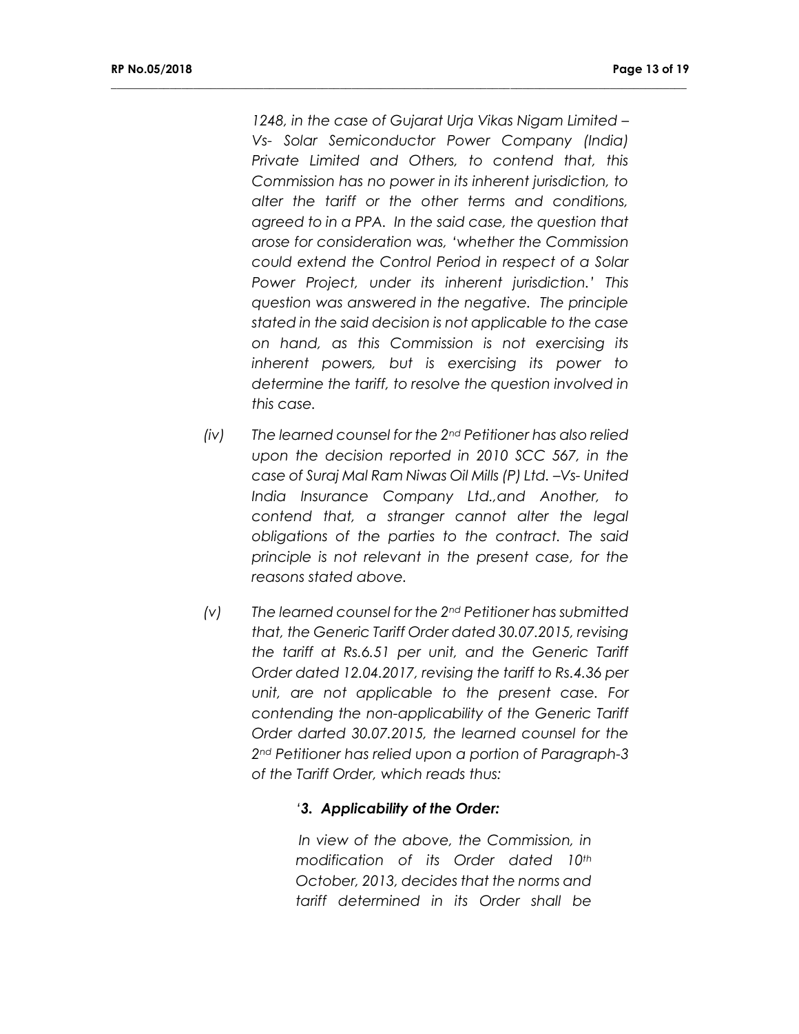*1248, in the case of Gujarat Urja Vikas Nigam Limited – Vs- Solar Semiconductor Power Company (India) Private Limited and Others, to contend that, this Commission has no power in its inherent jurisdiction, to alter the tariff or the other terms and conditions, agreed to in a PPA. In the said case, the question that arose for consideration was, 'whether the Commission could extend the Control Period in respect of a Solar Power Project, under its inherent jurisdiction.' This question was answered in the negative. The principle stated in the said decision is not applicable to the case on hand, as this Commission is not exercising its inherent powers, but is exercising its power to determine the tariff, to resolve the question involved in this case.*

*(iv) The learned counsel for the 2nd Petitioner has also relied upon the decision reported in 2010 SCC 567, in the case of Suraj Mal Ram Niwas Oil Mills (P) Ltd. –Vs- United India Insurance Company Ltd.,and Another, to contend that, a stranger cannot alter the legal obligations of the parties to the contract. The said principle is not relevant in the present case, for the reasons stated above.*

*(v) The learned counsel for the 2nd Petitioner has submitted that, the Generic Tariff Order dated 30.07.2015, revising the tariff at Rs.6.51 per unit, and the Generic Tariff Order dated 12.04.2017, revising the tariff to Rs.4.36 per unit, are not applicable to the present case. For contending the non-applicability of the Generic Tariff Order darted 30.07.2015, the learned counsel for the 2nd Petitioner has relied upon a portion of Paragraph-3 of the Tariff Order, which reads thus:*

> *'**3. Applicability of the Order:***
>
> *In view of the above, the Commission, in modification of its Order dated 10th October, 2013, decides that the norms and tariff determined in its Order shall be*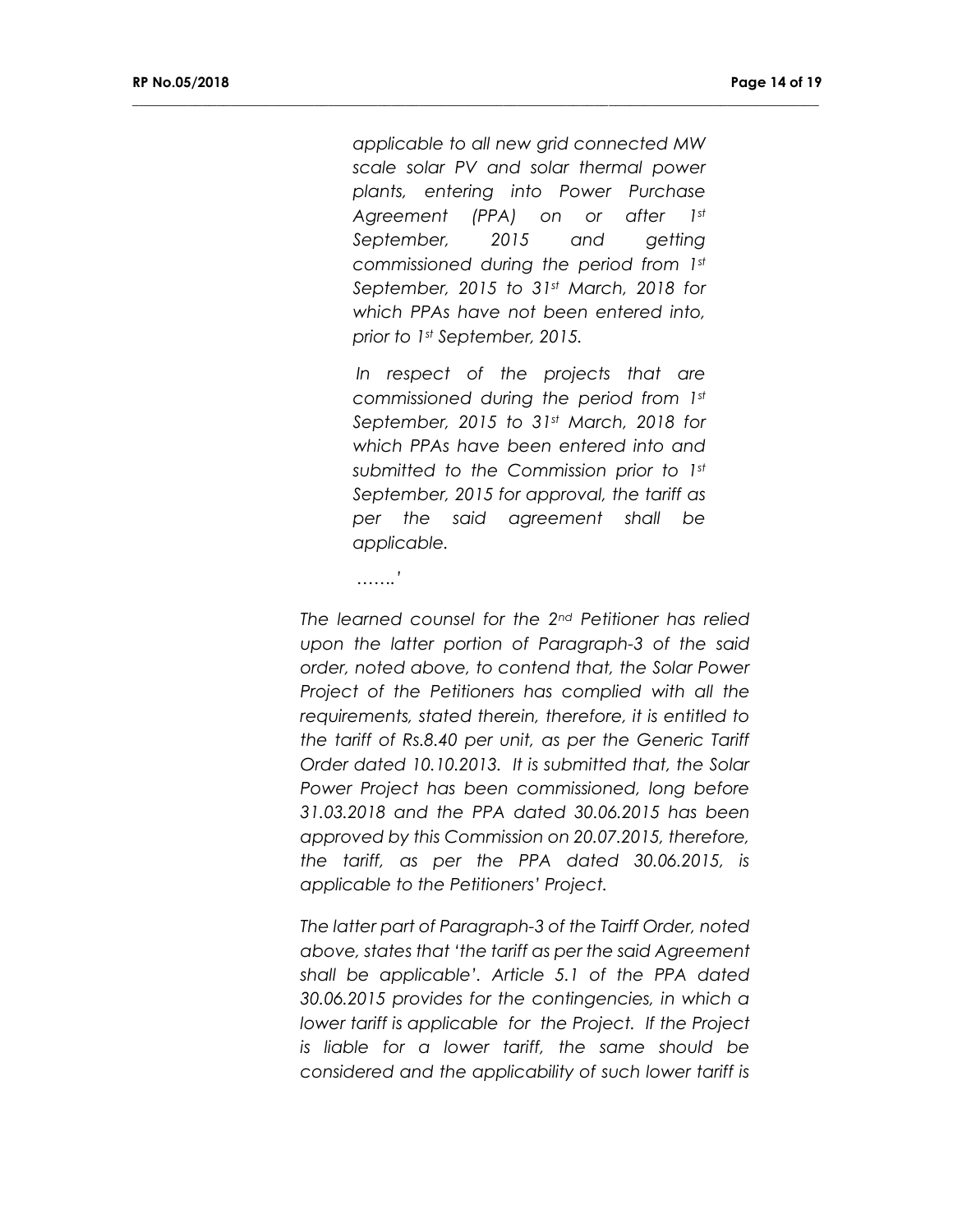> *applicable to all new grid connected MW scale solar PV and solar thermal power plants, entering into Power Purchase Agreement (PPA) on or after 1st September, 2015 and getting commissioned during the period from 1st September, 2015 to 31st March, 2018 for which PPAs have not been entered into, prior to 1st September, 2015.*
>
> *In respect of the projects that are commissioned during the period from 1st September, 2015 to 31st March, 2018 for which PPAs have been entered into and submitted to the Commission prior to 1st September, 2015 for approval, the tariff as per the said agreement shall be applicable.*
>
> *…….'*

*The learned counsel for the 2nd Petitioner has relied upon the latter portion of Paragraph-3 of the said order, noted above, to contend that, the Solar Power Project of the Petitioners has complied with all the requirements, stated therein, therefore, it is entitled to the tariff of Rs.8.40 per unit, as per the Generic Tariff Order dated 10.10.2013. It is submitted that, the Solar Power Project has been commissioned, long before 31.03.2018 and the PPA dated 30.06.2015 has been approved by this Commission on 20.07.2015, therefore, the tariff, as per the PPA dated 30.06.2015, is applicable to the Petitioners' Project.*

*The latter part of Paragraph-3 of the Tairff Order, noted above, states that 'the tariff as per the said Agreement shall be applicable'. Article 5.1 of the PPA dated 30.06.2015 provides for the contingencies, in which a lower tariff is applicable for the Project. If the Project is liable for a lower tariff, the same should be considered and the applicability of such lower tariff is*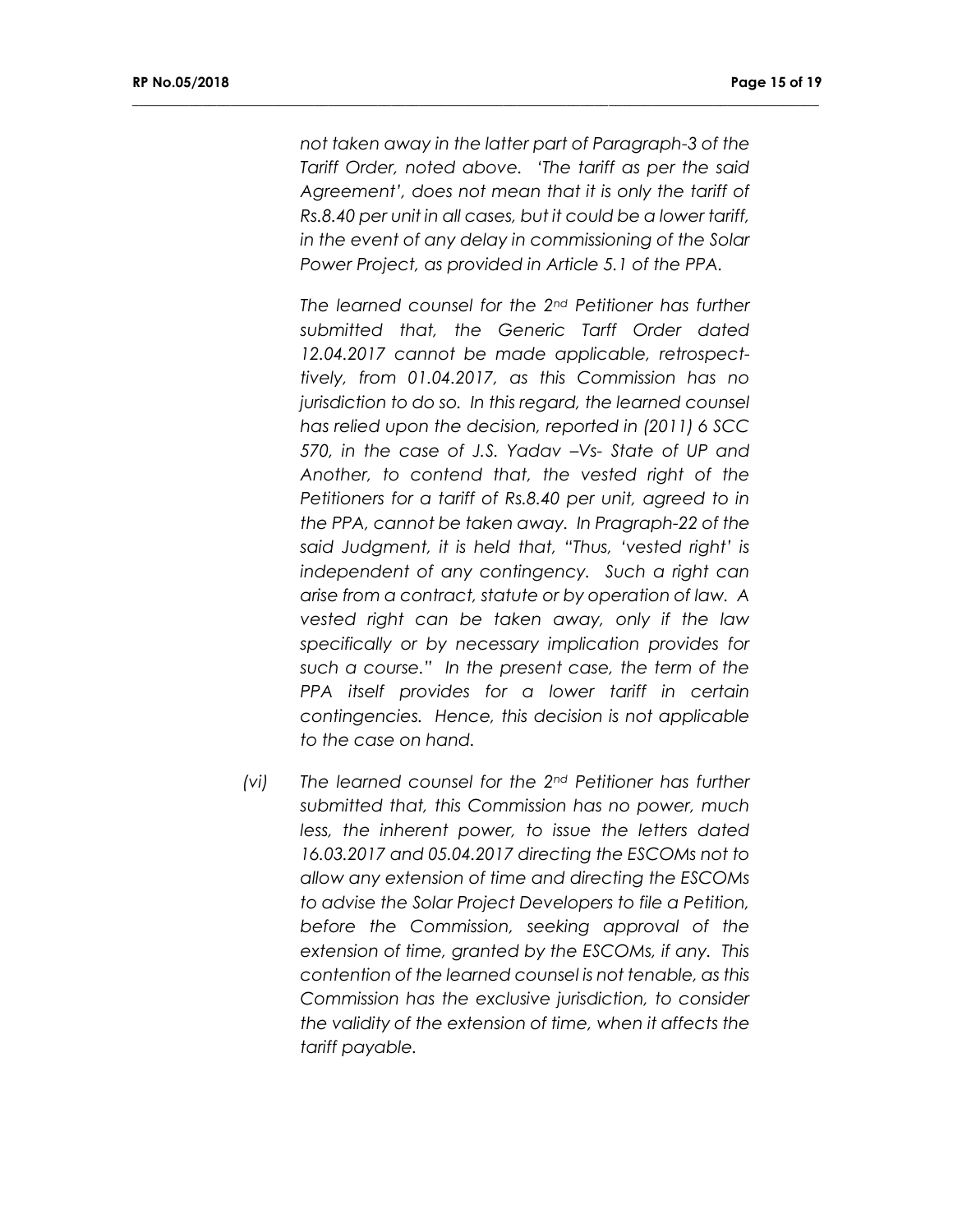*not taken away in the latter part of Paragraph-3 of the Tariff Order, noted above. 'The tariff as per the said Agreement', does not mean that it is only the tariff of Rs.8.40 per unit in all cases, but it could be a lower tariff, in the event of any delay in commissioning of the Solar Power Project, as provided in Article 5.1 of the PPA.*

*The learned counsel for the 2nd Petitioner has further submitted that, the Generic Tarff Order dated 12.04.2017 cannot be made applicable, retrospect-tively, from 01.04.2017, as this Commission has no jurisdiction to do so. In this regard, the learned counsel has relied upon the decision, reported in (2011) 6 SCC 570, in the case of J.S. Yadav –Vs- State of UP and Another, to contend that, the vested right of the Petitioners for a tariff of Rs.8.40 per unit, agreed to in the PPA, cannot be taken away. In Pragraph-22 of the said Judgment, it is held that, "Thus, 'vested right' is independent of any contingency. Such a right can arise from a contract, statute or by operation of law. A vested right can be taken away, only if the law specifically or by necessary implication provides for such a course." In the present case, the term of the PPA itself provides for a lower tariff in certain contingencies. Hence, this decision is not applicable to the case on hand.*

*(vi) The learned counsel for the 2nd Petitioner has further submitted that, this Commission has no power, much less, the inherent power, to issue the letters dated 16.03.2017 and 05.04.2017 directing the ESCOMs not to allow any extension of time and directing the ESCOMs to advise the Solar Project Developers to file a Petition, before the Commission, seeking approval of the extension of time, granted by the ESCOMs, if any. This contention of the learned counsel is not tenable, as this Commission has the exclusive jurisdiction, to consider the validity of the extension of time, when it affects the tariff payable.*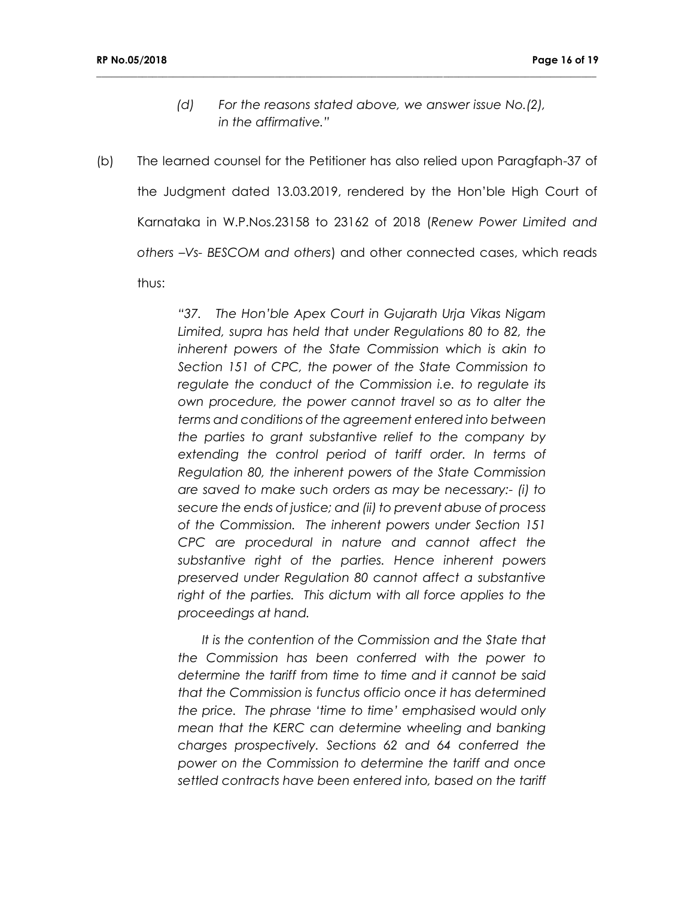> *(d) For the reasons stated above, we answer issue No.(2), in the affirmative."*

(b) The learned counsel for the Petitioner has also relied upon Paragfaph-37 of the Judgment dated 13.03.2019, rendered by the Hon'ble High Court of Karnataka in W.P.Nos.23158 to 23162 of 2018 (*Renew Power Limited and others –Vs- BESCOM and others*) and other connected cases, which reads thus:

> *"37. The Hon'ble Apex Court in Gujarath Urja Vikas Nigam Limited, supra has held that under Regulations 80 to 82, the inherent powers of the State Commission which is akin to Section 151 of CPC, the power of the State Commission to regulate the conduct of the Commission i.e. to regulate its own procedure, the power cannot travel so as to alter the terms and conditions of the agreement entered into between the parties to grant substantive relief to the company by extending the control period of tariff order. In terms of Regulation 80, the inherent powers of the State Commission are saved to make such orders as may be necessary:- (i) to secure the ends of justice; and (ii) to prevent abuse of process of the Commission. The inherent powers under Section 151 CPC are procedural in nature and cannot affect the substantive right of the parties. Hence inherent powers preserved under Regulation 80 cannot affect a substantive right of the parties. This dictum with all force applies to the proceedings at hand.*
>
> *It is the contention of the Commission and the State that the Commission has been conferred with the power to determine the tariff from time to time and it cannot be said that the Commission is functus officio once it has determined the price. The phrase 'time to time' emphasised would only mean that the KERC can determine wheeling and banking charges prospectively. Sections 62 and 64 conferred the power on the Commission to determine the tariff and once settled contracts have been entered into, based on the tariff*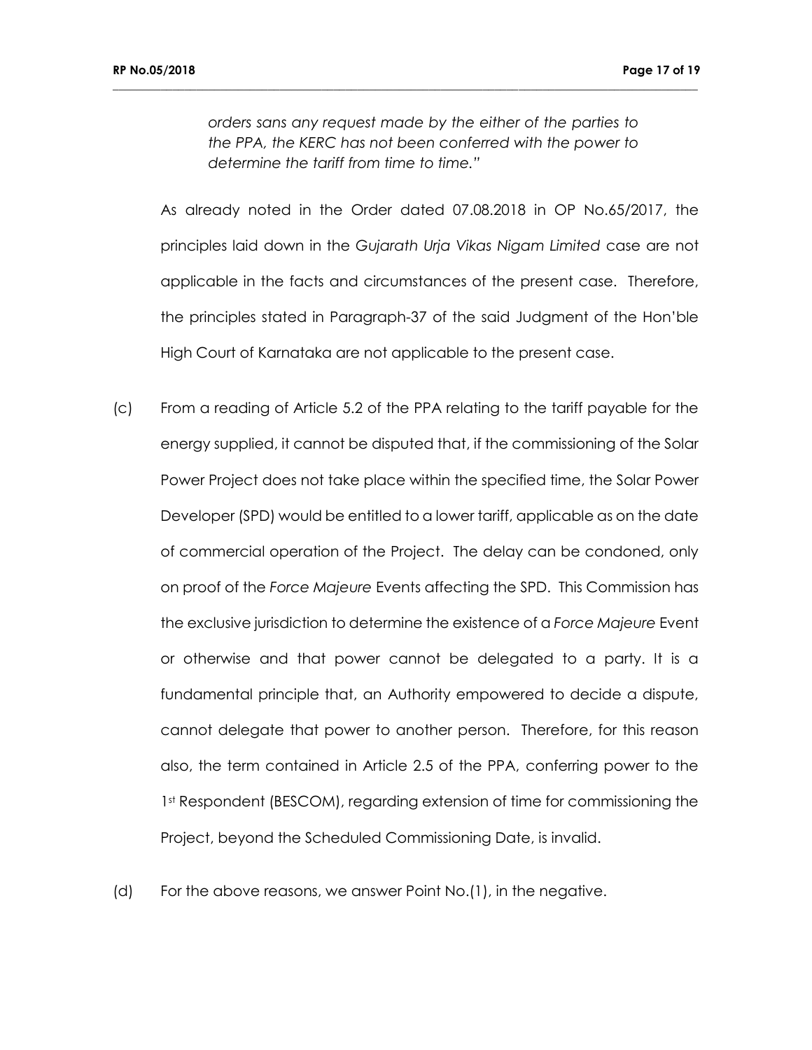*orders sans any request made by the either of the parties to the PPA, the KERC has not been conferred with the power to determine the tariff from time to time."*

As already noted in the Order dated 07.08.2018 in OP No.65/2017, the principles laid down in the *Gujarath Urja Vikas Nigam Limited* case are not applicable in the facts and circumstances of the present case. Therefore, the principles stated in Paragraph-37 of the said Judgment of the Hon'ble High Court of Karnataka are not applicable to the present case.

(c) From a reading of Article 5.2 of the PPA relating to the tariff payable for the energy supplied, it cannot be disputed that, if the commissioning of the Solar Power Project does not take place within the specified time, the Solar Power Developer (SPD) would be entitled to a lower tariff, applicable as on the date of commercial operation of the Project. The delay can be condoned, only on proof of the *Force Majeure* Events affecting the SPD. This Commission has the exclusive jurisdiction to determine the existence of a *Force Majeure* Event or otherwise and that power cannot be delegated to a party. It is a fundamental principle that, an Authority empowered to decide a dispute, cannot delegate that power to another person. Therefore, for this reason also, the term contained in Article 2.5 of the PPA, conferring power to the 1st Respondent (BESCOM), regarding extension of time for commissioning the Project, beyond the Scheduled Commissioning Date, is invalid.

(d) For the above reasons, we answer Point No.(1), in the negative.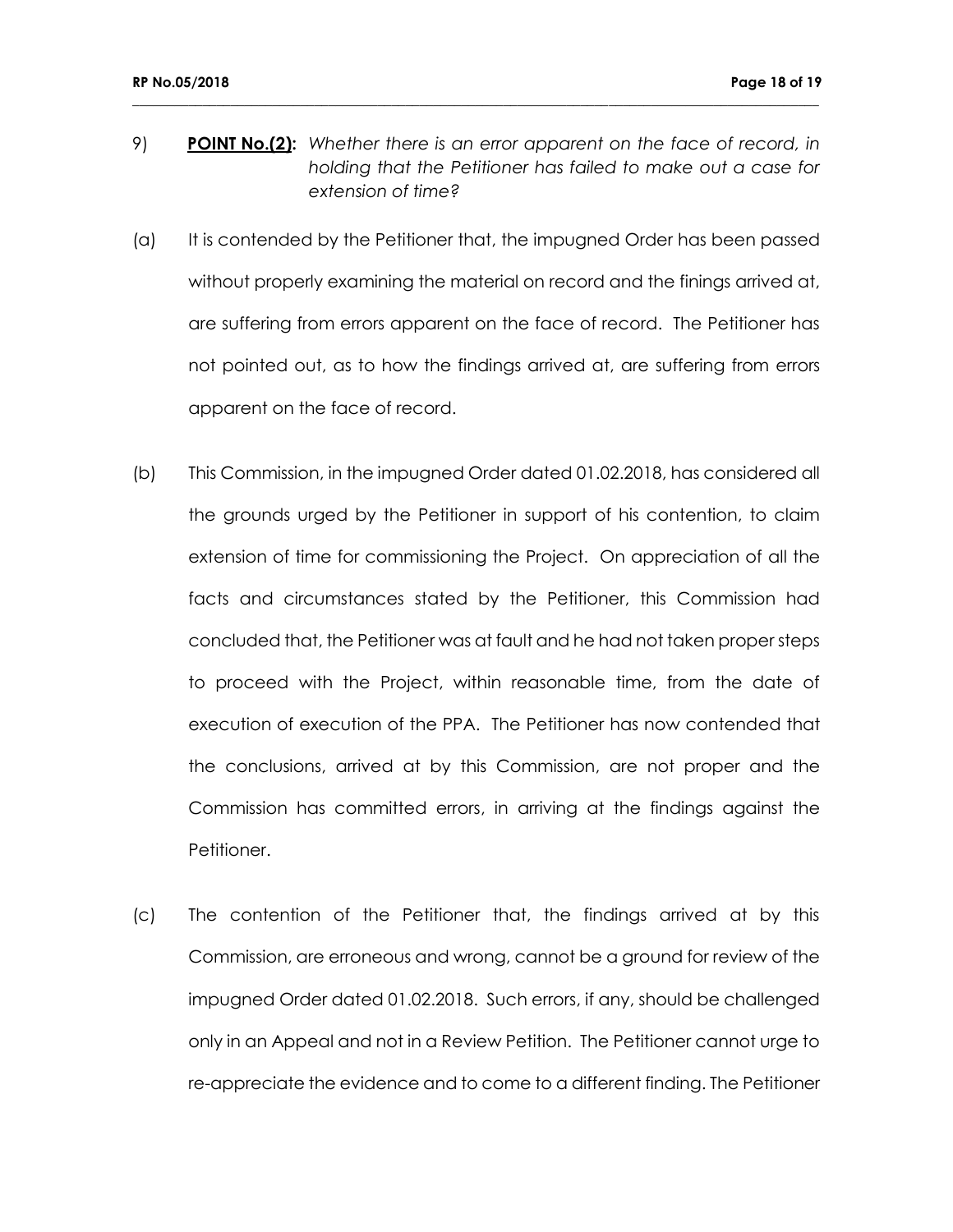9) **POINT No.(2):** *Whether there is an error apparent on the face of record, in holding that the Petitioner has failed to make out a case for extension of time?*

(a) It is contended by the Petitioner that, the impugned Order has been passed without properly examining the material on record and the finings arrived at, are suffering from errors apparent on the face of record. The Petitioner has not pointed out, as to how the findings arrived at, are suffering from errors apparent on the face of record.

(b) This Commission, in the impugned Order dated 01.02.2018, has considered all the grounds urged by the Petitioner in support of his contention, to claim extension of time for commissioning the Project. On appreciation of all the facts and circumstances stated by the Petitioner, this Commission had concluded that, the Petitioner was at fault and he had not taken proper steps to proceed with the Project, within reasonable time, from the date of execution of execution of the PPA. The Petitioner has now contended that the conclusions, arrived at by this Commission, are not proper and the Commission has committed errors, in arriving at the findings against the Petitioner.

(c) The contention of the Petitioner that, the findings arrived at by this Commission, are erroneous and wrong, cannot be a ground for review of the impugned Order dated 01.02.2018. Such errors, if any, should be challenged only in an Appeal and not in a Review Petition. The Petitioner cannot urge to re-appreciate the evidence and to come to a different finding. The Petitioner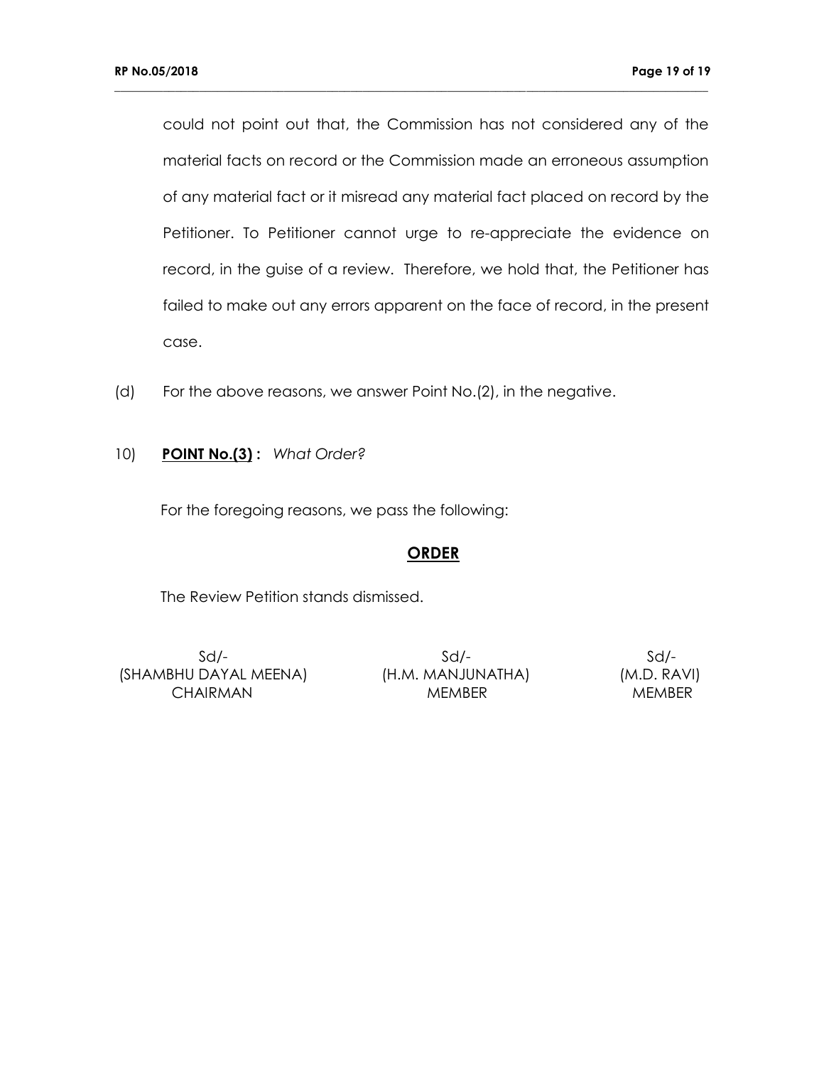could not point out that, the Commission has not considered any of the material facts on record or the Commission made an erroneous assumption of any material fact or it misread any material fact placed on record by the Petitioner. To Petitioner cannot urge to re-appreciate the evidence on record, in the guise of a review. Therefore, we hold that, the Petitioner has failed to make out any errors apparent on the face of record, in the present case.

(d) For the above reasons, we answer Point No.(2), in the negative.

10) **POINT No.(3) :** *What Order?*

For the foregoing reasons, we pass the following:

## ORDER

The Review Petition stands dismissed.

| | | |
|---|---|---|
| Sd/- | Sd/- | Sd/- |
| (SHAMBHU DAYAL MEENA) | (H.M. MANJUNATHA) | (M.D. RAVI) |
| CHAIRMAN | MEMBER | MEMBER |